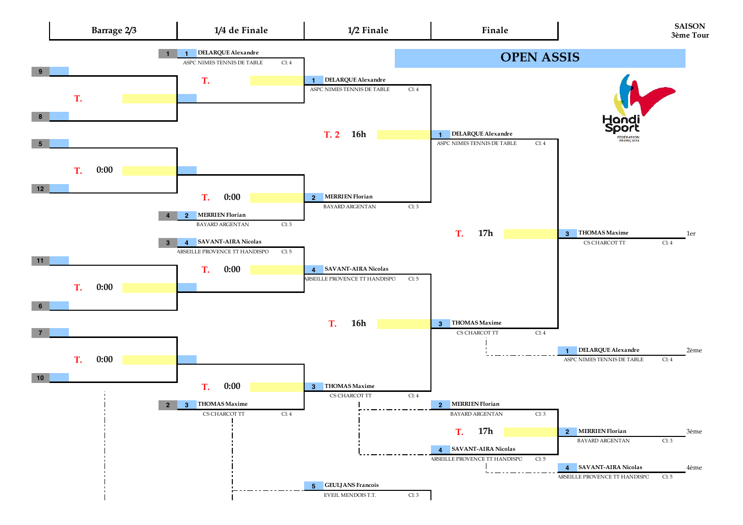SAISON
3ème Tour

# OPEN ASSIS

| Barrage 2/3 | 1/4 de Finale | 1/2 Finale | Finale |
|---|---|---|---|

## Barrage 2/3

- 9 / 8 — T.
- 5 / 12 — T. 0:00
- 11 / 6 — T. 0:00
- 7 / 10 — T. 0:00

## 1/4 de Finale

- 1 — 1 DELARQUE Alexandre — ASPC NIMES TENNIS DE TABLE — Cl: 4 — T.
- 4 — 2 MERRIEN Florian — BAYARD ARGENTAN — Cl: 3 — T. 0:00
- 3 — 4 SAVANT-AIRA Nicolas — ARSEILLE PROVENCE TT HANDISPO — Cl: 5 — T. 0:00
- 2 — 3 THOMAS Maxime — CS CHARCOT TT — Cl: 4 — T. 0:00

## 1/2 Finale

- 1 DELARQUE Alexandre — ASPC NIMES TENNIS DE TABLE — Cl: 4
- 2 MERRIEN Florian — BAYARD ARGENTAN — Cl: 3
- T. 2 16h
- 4 SAVANT-AIRA Nicolas — ARSEILLE PROVENCE TT HANDISPO — Cl: 5
- 3 THOMAS Maxime — CS CHARCOT TT — Cl: 4
- T. 16h
- 5 GEULJANS Francois — EVEIL MENDOIS T.T. — Cl: 3

## Finale

- 1 DELARQUE Alexandre — ASPC NIMES TENNIS DE TABLE — Cl: 4
- 3 THOMAS Maxime — CS CHARCOT TT — Cl: 4
- T. 17h
- 2 MERRIEN Florian — BAYARD ARGENTAN — Cl: 3
- 4 SAVANT-AIRA Nicolas — ARSEILLE PROVENCE TT HANDISPO — Cl: 5
- T. 17h

## Classement

| Place | N° | Nom | Club | Cl |
|---|---|---|---|---|
| 1er | 3 | THOMAS Maxime | CS CHARCOT TT | Cl: 4 |
| 2ème | 1 | DELARQUE Alexandre | ASPC NIMES TENNIS DE TABLE | Cl: 4 |
| 3ème | 2 | MERRIEN Florian | BAYARD ARGENTAN | Cl: 3 |
| 4ème | 4 | SAVANT-AIRA Nicolas | ARSEILLE PROVENCE TT HANDISPO | Cl: 5 |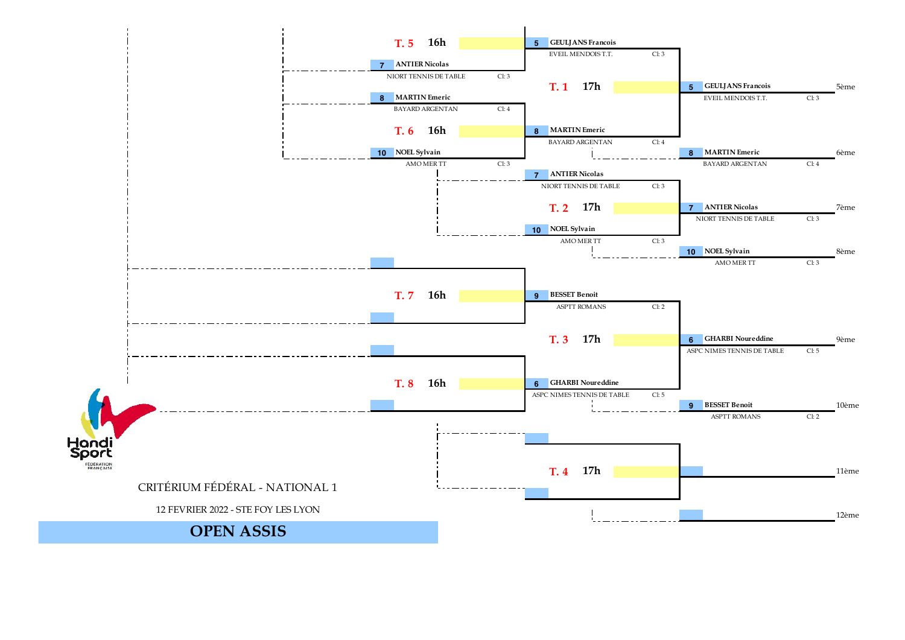# CRITÉRIUM FÉDÉRAL - NATIONAL 1

12 FEVRIER 2022 - STE FOY LES LYON

## OPEN ASSIS

**T. 5** 16h

5 **GEULJANS Francois**
EVEIL MENDOIS T.T. Cl: 3

7 **ANTIER Nicolas**
NIORT TENNIS DE TABLE Cl: 3

**T. 1** 17h

5 **GEULJANS Francois** — 5ème
EVEIL MENDOIS T.T. Cl: 3

8 **MARTIN Emeric**
BAYARD ARGENTAN Cl: 4

**T. 6** 16h

8 **MARTIN Emeric**
BAYARD ARGENTAN Cl: 4

10 **NOEL Sylvain**
AMO MER TT Cl: 3

8 **MARTIN Emeric** — 6ème
BAYARD ARGENTAN Cl: 4

7 **ANTIER Nicolas**
NIORT TENNIS DE TABLE Cl: 3

**T. 2** 17h

7 **ANTIER Nicolas** — 7ème
NIORT TENNIS DE TABLE Cl: 3

10 **NOEL Sylvain**
AMO MER TT Cl: 3

10 **NOEL Sylvain** — 8ème
AMO MER TT Cl: 3

**T. 7** 16h

9 **BESSET Benoit**
ASPTT ROMANS Cl: 2

**T. 3** 17h

6 **GHARBI Noureddine** — 9ème
ASPC NIMES TENNIS DE TABLE Cl: 5

**T. 8** 16h

6 **GHARBI Noureddine**
ASPC NIMES TENNIS DE TABLE Cl: 5

9 **BESSET Benoit** — 10ème
ASPTT ROMANS Cl: 2

**T. 4** 17h

11ème

12ème